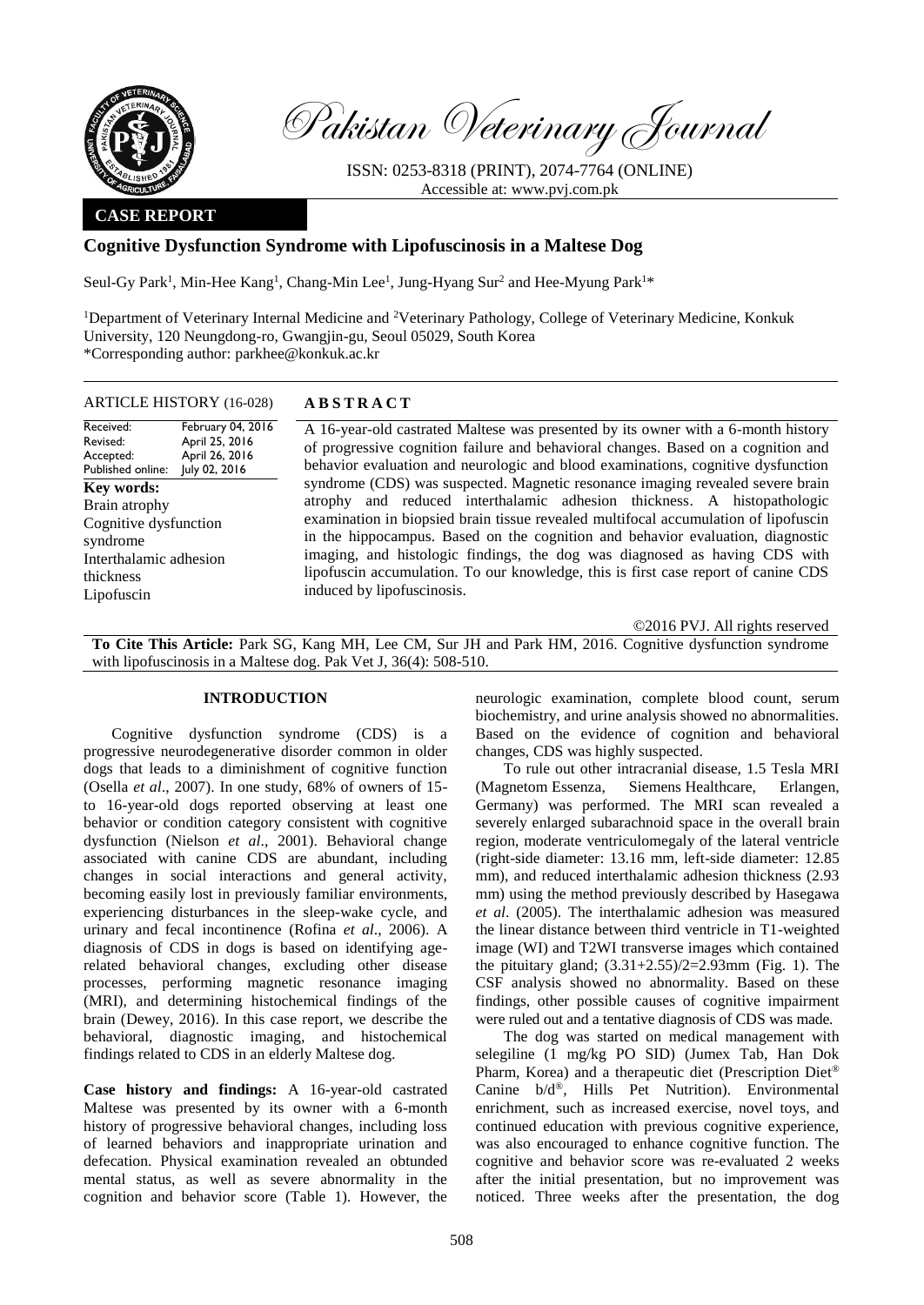Pakistan Veterinary Journal

ISSN: 0253-8318 (PRINT), 2074-7764 (ONLINE)
Accessible at: www.pvj.com.pk

**CASE REPORT**

# Cognitive Dysfunction Syndrome with Lipofuscinosis in a Maltese Dog

Seul-Gy Park[1], Min-Hee Kang[1], Chang-Min Lee[1], Jung-Hyang Sur[2] and Hee-Myung Park[1]*

[1]Department of Veterinary Internal Medicine and [2]Veterinary Pathology, College of Veterinary Medicine, Konkuk University, 120 Neungdong-ro, Gwangjin-gu, Seoul 05029, South Korea
*Corresponding author: parkhee@konkuk.ac.kr

**ARTICLE HISTORY (16-028)**

| | |
|---|---|
| Received: | February 04, 2016 |
| Revised: | April 25, 2016 |
| Accepted: | April 26, 2016 |
| Published online: | July 02, 2016 |

**Key words:**
Brain atrophy
Cognitive dysfunction syndrome
Interthalamic adhesion thickness
Lipofuscin

**ABSTRACT**

A 16-year-old castrated Maltese was presented by its owner with a 6-month history of progressive cognition failure and behavioral changes. Based on a cognition and behavior evaluation and neurologic and blood examinations, cognitive dysfunction syndrome (CDS) was suspected. Magnetic resonance imaging revealed severe brain atrophy and reduced interthalamic adhesion thickness. A histopathologic examination in biopsied brain tissue revealed multifocal accumulation of lipofuscin in the hippocampus. Based on the cognition and behavior evaluation, diagnostic imaging, and histologic findings, the dog was diagnosed as having CDS with lipofuscin accumulation. To our knowledge, this is first case report of canine CDS induced by lipofuscinosis.

©2016 PVJ. All rights reserved

**To Cite This Article:** Park SG, Kang MH, Lee CM, Sur JH and Park HM, 2016. Cognitive dysfunction syndrome with lipofuscinosis in a Maltese dog. Pak Vet J, 36(4): 508-510.

## INTRODUCTION

Cognitive dysfunction syndrome (CDS) is a progressive neurodegenerative disorder common in older dogs that leads to a diminishment of cognitive function (Osella *et al*., 2007). In one study, 68% of owners of 15- to 16-year-old dogs reported observing at least one behavior or condition category consistent with cognitive dysfunction (Nielson *et al*., 2001). Behavioral change associated with canine CDS are abundant, including changes in social interactions and general activity, becoming easily lost in previously familiar environments, experiencing disturbances in the sleep-wake cycle, and urinary and fecal incontinence (Rofina *et al*., 2006). A diagnosis of CDS in dogs is based on identifying age-related behavioral changes, excluding other disease processes, performing magnetic resonance imaging (MRI), and determining histochemical findings of the brain (Dewey, 2016). In this case report, we describe the behavioral, diagnostic imaging, and histochemical findings related to CDS in an elderly Maltese dog.

**Case history and findings:** A 16-year-old castrated Maltese was presented by its owner with a 6-month history of progressive behavioral changes, including loss of learned behaviors and inappropriate urination and defecation. Physical examination revealed an obtunded mental status, as well as severe abnormality in the cognition and behavior score (Table 1). However, the neurologic examination, complete blood count, serum biochemistry, and urine analysis showed no abnormalities. Based on the evidence of cognition and behavioral changes, CDS was highly suspected.

To rule out other intracranial disease, 1.5 Tesla MRI (Magnetom Essenza, Siemens Healthcare, Erlangen, Germany) was performed. The MRI scan revealed a severely enlarged subarachnoid space in the overall brain region, moderate ventriculomegaly of the lateral ventricle (right-side diameter: 13.16 mm, left-side diameter: 12.85 mm), and reduced interthalamic adhesion thickness (2.93 mm) using the method previously described by Hasegawa *et al*. (2005). The interthalamic adhesion was measured the linear distance between third ventricle in T1-weighted image (WI) and T2WI transverse images which contained the pituitary gland; $(3.31+2.55)/2=2.93$mm (Fig. 1). The CSF analysis showed no abnormality. Based on these findings, other possible causes of cognitive impairment were ruled out and a tentative diagnosis of CDS was made.

The dog was started on medical management with selegiline (1 mg/kg PO SID) (Jumex Tab, Han Dok Pharm, Korea) and a therapeutic diet (Prescription Diet® Canine b/d®, Hills Pet Nutrition). Environmental enrichment, such as increased exercise, novel toys, and continued education with previous cognitive experience, was also encouraged to enhance cognitive function. The cognitive and behavior score was re-evaluated 2 weeks after the initial presentation, but no improvement was noticed. Three weeks after the presentation, the dog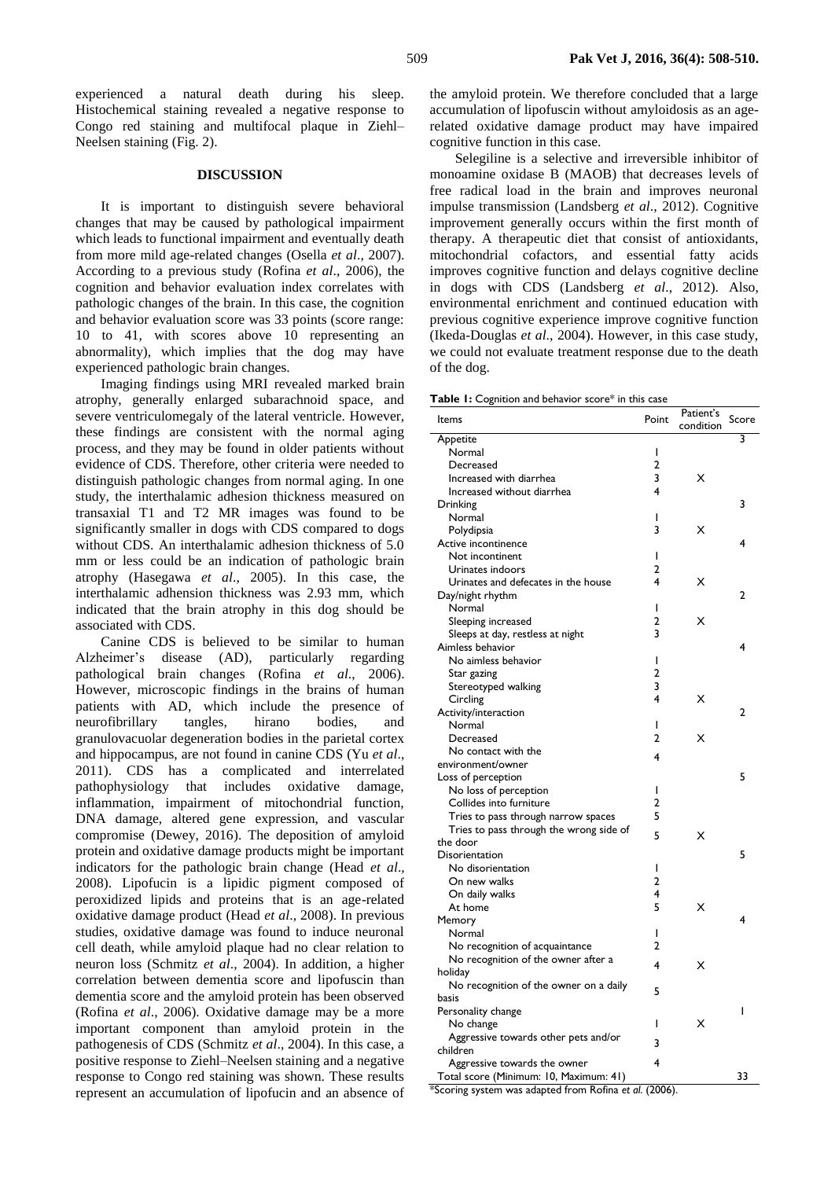experienced a natural death during his sleep. Histochemical staining revealed a negative response to Congo red staining and multifocal plaque in Ziehl–Neelsen staining (Fig. 2).

## DISCUSSION

It is important to distinguish severe behavioral changes that may be caused by pathological impairment which leads to functional impairment and eventually death from more mild age-related changes (Osella *et al*., 2007). According to a previous study (Rofina *et al*., 2006), the cognition and behavior evaluation index correlates with pathologic changes of the brain. In this case, the cognition and behavior evaluation score was 33 points (score range: 10 to 41, with scores above 10 representing an abnormality), which implies that the dog may have experienced pathologic brain changes.

Imaging findings using MRI revealed marked brain atrophy, generally enlarged subarachnoid space, and severe ventriculomegaly of the lateral ventricle. However, these findings are consistent with the normal aging process, and they may be found in older patients without evidence of CDS. Therefore, other criteria were needed to distinguish pathologic changes from normal aging. In one study, the interthalamic adhesion thickness measured on transaxial T1 and T2 MR images was found to be significantly smaller in dogs with CDS compared to dogs without CDS. An interthalamic adhesion thickness of 5.0 mm or less could be an indication of pathologic brain atrophy (Hasegawa *et al*., 2005). In this case, the interthalamic adhension thickness was 2.93 mm, which indicated that the brain atrophy in this dog should be associated with CDS.

Canine CDS is believed to be similar to human Alzheimer's disease (AD), particularly regarding pathological brain changes (Rofina *et al*., 2006). However, microscopic findings in the brains of human patients with AD, which include the presence of neurofibrillary tangles, hirano bodies, and granulovacuolar degeneration bodies in the parietal cortex and hippocampus, are not found in canine CDS (Yu *et al*., 2011). CDS has a complicated and interrelated pathophysiology that includes oxidative damage, inflammation, impairment of mitochondrial function, DNA damage, altered gene expression, and vascular compromise (Dewey, 2016). The deposition of amyloid protein and oxidative damage products might be important indicators for the pathologic brain change (Head *et al*., 2008). Lipofucin is a lipidic pigment composed of peroxidized lipids and proteins that is an age-related oxidative damage product (Head *et al*., 2008). In previous studies, oxidative damage was found to induce neuronal cell death, while amyloid plaque had no clear relation to neuron loss (Schmitz *et al*., 2004). In addition, a higher correlation between dementia score and lipofuscin than dementia score and the amyloid protein has been observed (Rofina *et al*., 2006). Oxidative damage may be a more important component than amyloid protein in the pathogenesis of CDS (Schmitz *et al*., 2004). In this case, a positive response to Ziehl–Neelsen staining and a negative response to Congo red staining was shown. These results represent an accumulation of lipofucin and an absence of the amyloid protein. We therefore concluded that a large accumulation of lipofuscin without amyloidosis as an age-related oxidative damage product may have impaired cognitive function in this case.

Selegiline is a selective and irreversible inhibitor of monoamine oxidase B (MAOB) that decreases levels of free radical load in the brain and improves neuronal impulse transmission (Landsberg *et al*., 2012). Cognitive improvement generally occurs within the first month of therapy. A therapeutic diet that consist of antioxidants, mitochondrial cofactors, and essential fatty acids improves cognitive function and delays cognitive decline in dogs with CDS (Landsberg *et al*., 2012). Also, environmental enrichment and continued education with previous cognitive experience improve cognitive function (Ikeda-Douglas *et al*., 2004). However, in this case study, we could not evaluate treatment response due to the death of the dog.

**Table 1:** Cognition and behavior score* in this case

| Items | Point | Patient's condition | Score |
|---|---|---|---|
| Appetite | | | 3 |
| Normal | 1 | | |
| Decreased | 2 | | |
| Increased with diarrhea | 3 | X | |
| Increased without diarrhea | 4 | | |
| Drinking | | | 3 |
| Normal | 1 | | |
| Polydipsia | 3 | X | |
| Active incontinence | | | 4 |
| Not incontinent | 1 | | |
| Urinates indoors | 2 | | |
| Urinates and defecates in the house | 4 | X | |
| Day/night rhythm | | | 2 |
| Normal | 1 | | |
| Sleeping increased | 2 | X | |
| Sleeps at day, restless at night | 3 | | |
| Aimless behavior | | | 4 |
| No aimless behavior | 1 | | |
| Star gazing | 2 | | |
| Stereotyped walking | 3 | | |
| Circling | 4 | X | |
| Activity/interaction | | | 2 |
| Normal | 1 | | |
| Decreased | 2 | X | |
| No contact with the environment/owner | 4 | | |
| Loss of perception | | | 5 |
| No loss of perception | 1 | | |
| Collides into furniture | 2 | | |
| Tries to pass through narrow spaces | 5 | | |
| Tries to pass through the wrong side of the door | 5 | X | |
| Disorientation | | | 5 |
| No disorientation | 1 | | |
| On new walks | 2 | | |
| On daily walks | 4 | | |
| At home | 5 | X | |
| Memory | | | 4 |
| Normal | 1 | | |
| No recognition of acquaintance | 2 | | |
| No recognition of the owner after a holiday | 4 | X | |
| No recognition of the owner on a daily basis | 5 | | |
| Personality change | | | 1 |
| No change | 1 | X | |
| Aggressive towards other pets and/or children | 3 | | |
| Aggressive towards the owner | 4 | | |
| Total score (Minimum: 10, Maximum: 41) | | | 33 |

*Scoring system was adapted from Rofina *et al.* (2006).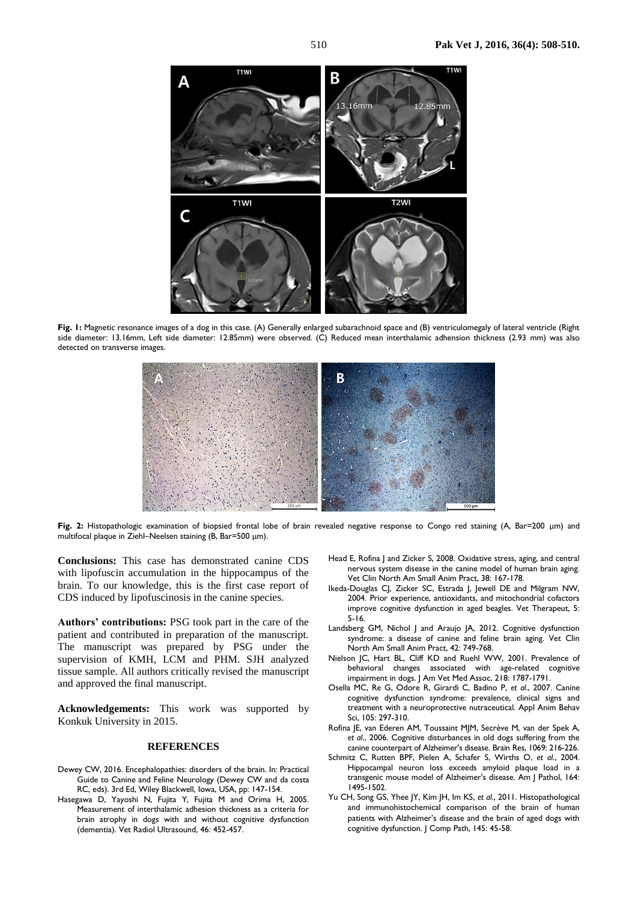Fig. 1: Magnetic resonance images of a dog in this case. (A) Generally enlarged subarachnoid space and (B) ventriculomegaly of lateral ventricle (Right side diameter: 13.16mm, Left side diameter: 12.85mm) were observed. (C) Reduced mean interthalamic adhension thickness (2.93 mm) was also detected on transverse images.

Fig. 2: Histopathologic examination of biopsied frontal lobe of brain revealed negative response to Congo red staining (A, Bar=200 µm) and multifocal plaque in Ziehl–Neelsen staining (B, Bar=500 µm).

**Conclusions:** This case has demonstrated canine CDS with lipofuscin accumulation in the hippocampus of the brain. To our knowledge, this is the first case report of CDS induced by lipofuscinosis in the canine species.

**Authors' contributions:** PSG took part in the care of the patient and contributed in preparation of the manuscript. The manuscript was prepared by PSG under the supervision of KMH, LCM and PHM. SJH analyzed tissue sample. All authors critically revised the manuscript and approved the final manuscript.

**Acknowledgements:** This work was supported by Konkuk University in 2015.

## REFERENCES

Dewey CW, 2016. Encephalopathies: disorders of the brain. In: Practical Guide to Canine and Feline Neurology (Dewey CW and da costa RC, eds). 3rd Ed, Wiley Blackwell, Iowa, USA, pp: 147-154.

Hasegawa D, Yayoshi N, Fujita Y, Fujita M and Orima H, 2005. Measurement of interthalamic adhesion thickness as a criteria for brain atrophy in dogs with and without cognitive dysfunction (dementia). Vet Radiol Ultrasound, 46: 452-457.

Head E, Rofina J and Zicker S, 2008. Oxidative stress, aging, and central nervous system disease in the canine model of human brain aging. Vet Clin North Am Small Anim Pract, 38: 167-178.

Ikeda-Douglas CJ, Zicker SC, Estrada J, Jewell DE and Milgram NW, 2004. Prior experience, antioxidants, and mitochondrial cofactors improve cognitive dysfunction in aged beagles. Vet Therapeut, 5: 5-16.

Landsberg GM, Nichol J and Araujo JA, 2012. Cognitive dysfunction syndrome: a disease of canine and feline brain aging. Vet Clin North Am Small Anim Pract, 42: 749-768.

Nielson JC, Hart BL, Cliff KD and Ruehl WW, 2001. Prevalence of behavioral changes associated with age-related cognitive impairment in dogs. J Am Vet Med Assoc, 218: 1787-1791.

Osella MC, Re G, Odore R, Girardi C, Badino P, *et al.*, 2007. Canine cognitive dysfunction syndrome: prevalence, clinical signs and treatment with a neuroprotective nutraceutical. Appl Anim Behav Sci, 105: 297-310.

Rofina JE, van Ederen AM, Toussaint MJM, Secrève M, van der Spek A, *et al.*, 2006. Cognitive disturbances in old dogs suffering from the canine counterpart of Alzheimer's disease. Brain Res, 1069: 216-226.

Schmitz C, Rutten BPF, Pielen A, Schafer S, Wirths O, *et al.*, 2004. Hippocampal neuron loss exceeds amyloid plaque load in a transgenic mouse model of Alzheimer's disease. Am J Pathol, 164: 1495-1502.

Yu CH, Song GS, Yhee JY, Kim JH, Im KS, *et al.*, 2011. Histopathological and immunohistochemical comparison of the brain of human patients with Alzheimer's disease and the brain of aged dogs with cognitive dysfunction. J Comp Path, 145: 45-58.